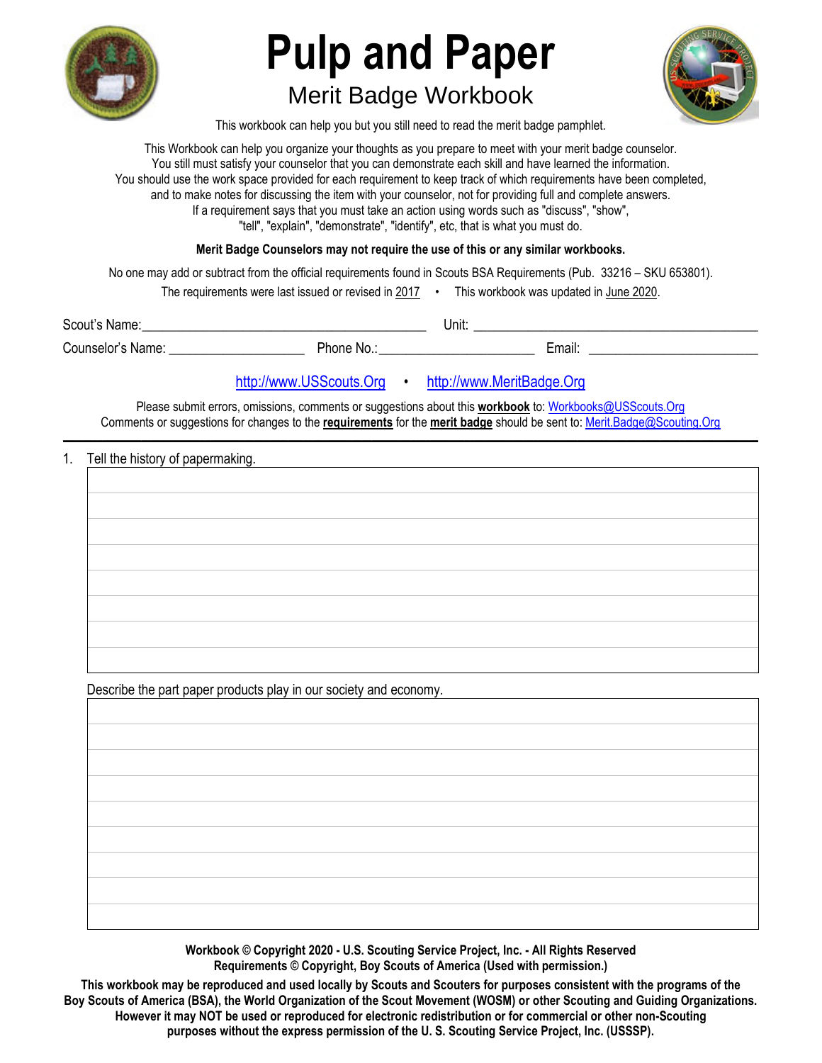# Pulp and Paper

## Merit Badge Workbook

This workbook can help you but you still need to read the merit badge pamphlet.

This Workbook can help you organize your thoughts as you prepare to meet with your merit badge counselor.
You still must satisfy your counselor that you can demonstrate each skill and have learned the information.
You should use the work space provided for each requirement to keep track of which requirements have been completed, and to make notes for discussing the item with your counselor, not for providing full and complete answers.
If a requirement says that you must take an action using words such as "discuss", "show", "tell", "explain", "demonstrate", "identify", etc, that is what you must do.

**Merit Badge Counselors may not require the use of this or any similar workbooks.**

No one may add or subtract from the official requirements found in Scouts BSA Requirements (Pub. 33216 – SKU 653801).

The requirements were last issued or revised in 2017 • This workbook was updated in June 2020.

Scout's Name:________________________________________ Unit: ________________________________________

Counselor's Name: ___________________ Phone No.:______________________ Email: ________________________

http://www.USScouts.Org • http://www.MeritBadge.Org

Please submit errors, omissions, comments or suggestions about this **workbook** to: Workbooks@USScouts.Org
Comments or suggestions for changes to the **requirements** for the **merit badge** should be sent to: Merit.Badge@Scouting.Org

---

1. Tell the history of papermaking.

   Describe the part paper products play in our society and economy.

**Workbook © Copyright 2020 - U.S. Scouting Service Project, Inc. - All Rights Reserved**
**Requirements © Copyright, Boy Scouts of America (Used with permission.)**

**This workbook may be reproduced and used locally by Scouts and Scouters for purposes consistent with the programs of the Boy Scouts of America (BSA), the World Organization of the Scout Movement (WOSM) or other Scouting and Guiding Organizations. However it may NOT be used or reproduced for electronic redistribution or for commercial or other non-Scouting purposes without the express permission of the U. S. Scouting Service Project, Inc. (USSSP).**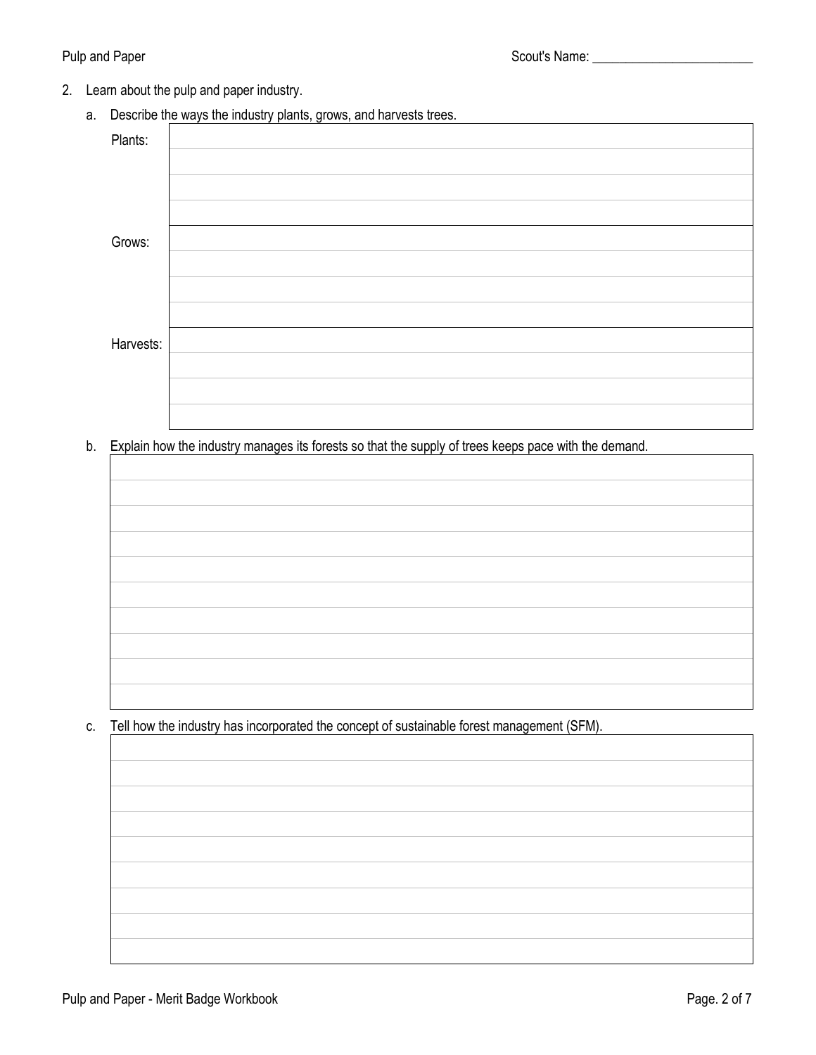Scout's Name: ________________________

2. Learn about the pulp and paper industry.

   a. Describe the ways the industry plants, grows, and harvests trees.

| | |
|---|---|
| Plants: | |
| Grows: | |
| Harvests: | |

   b. Explain how the industry manages its forests so that the supply of trees keeps pace with the demand.

   c. Tell how the industry has incorporated the concept of sustainable forest management (SFM).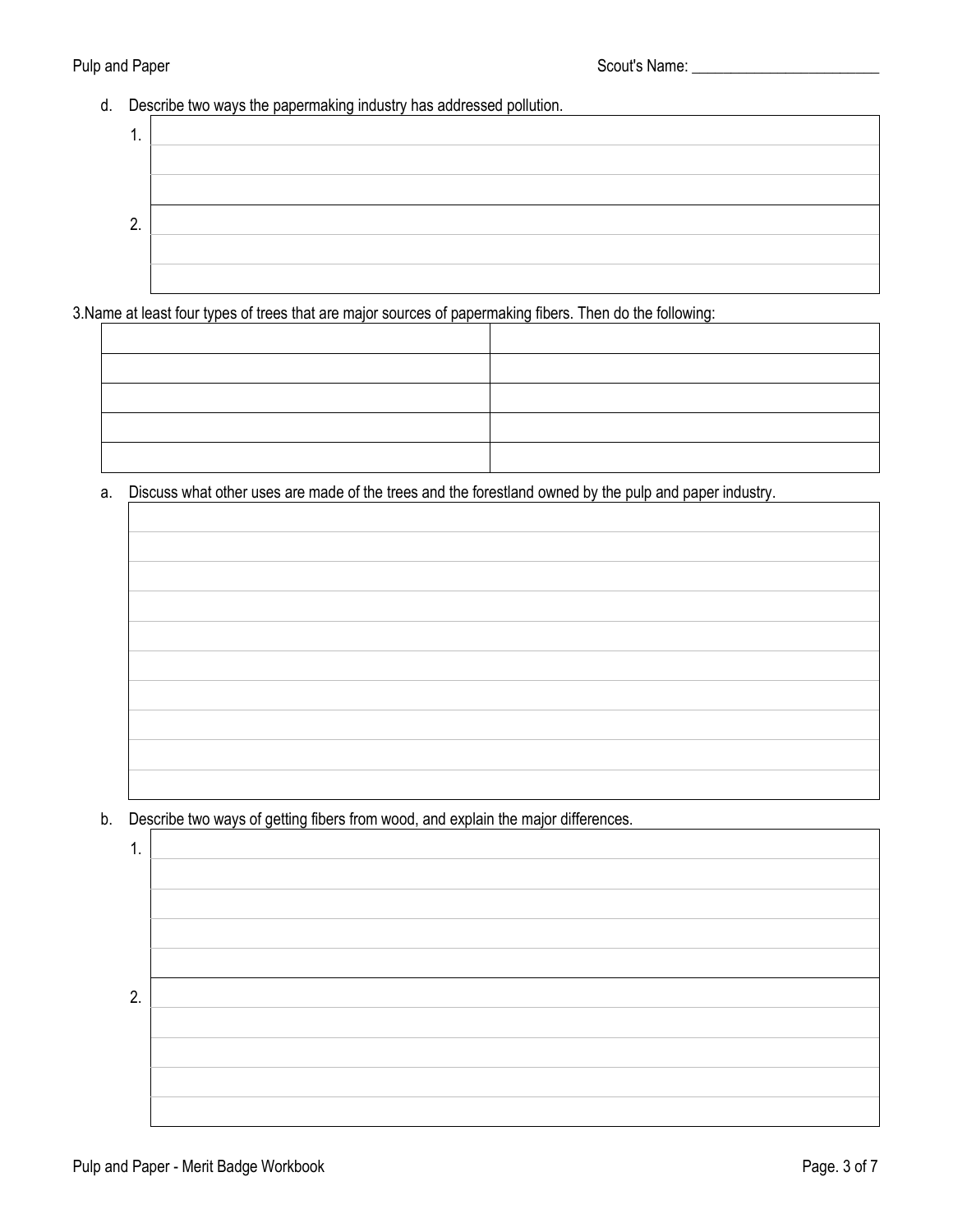d. Describe two ways the papermaking industry has addressed pollution.

1. 

2. 

3.Name at least four types of trees that are major sources of papermaking fibers. Then do the following:

| | |
|---|---|
| | |
| | |
| | |
| | |

a. Discuss what other uses are made of the trees and the forestland owned by the pulp and paper industry.

b. Describe two ways of getting fibers from wood, and explain the major differences.

1. 

2.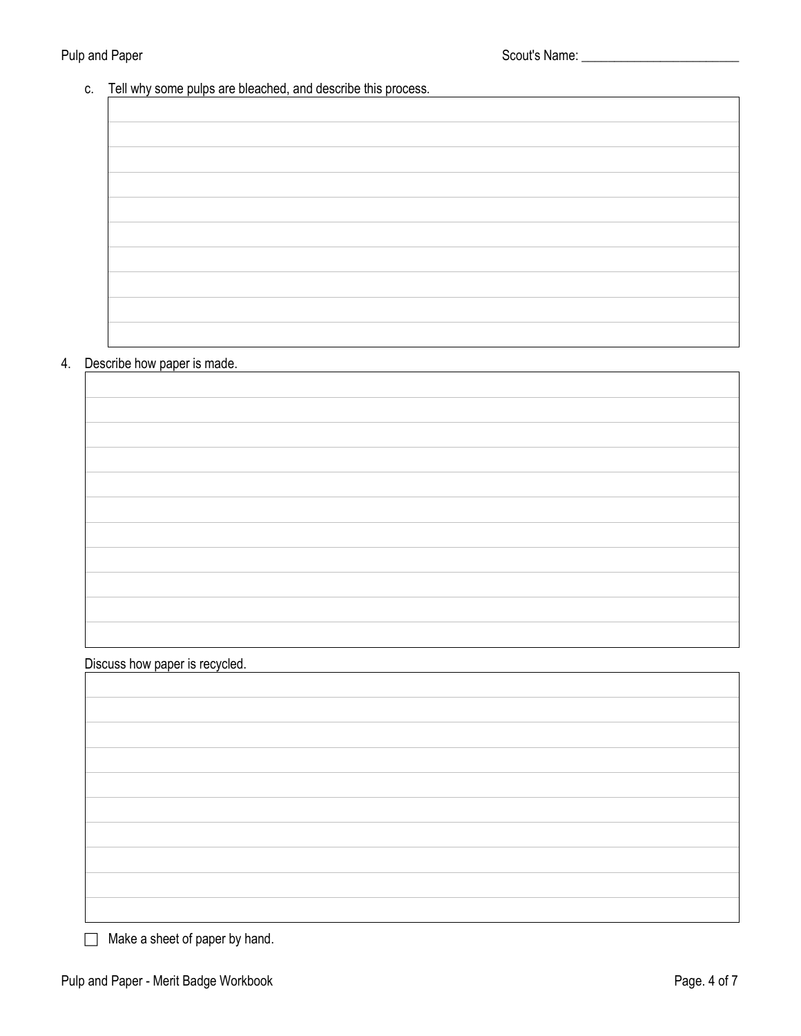c. Tell why some pulps are bleached, and describe this process.

4. Describe how paper is made.

Discuss how paper is recycled.

☐ Make a sheet of paper by hand.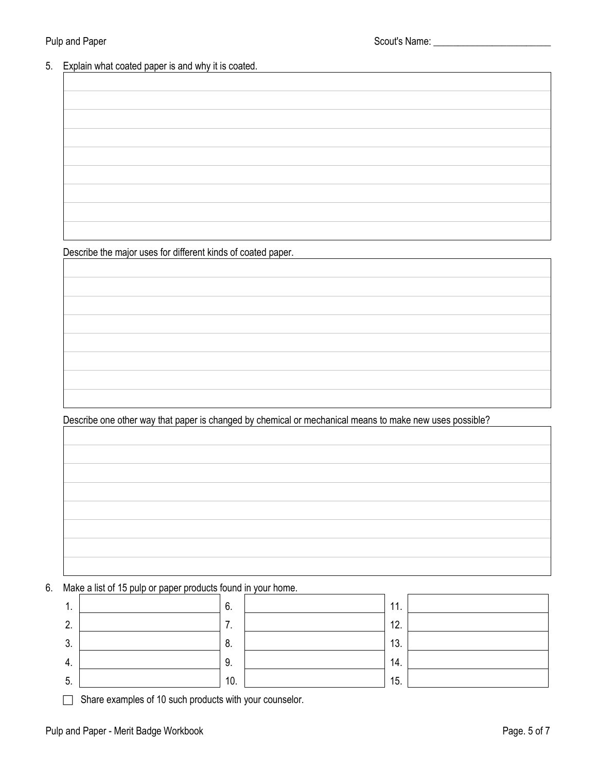5. Explain what coated paper is and why it is coated.

Describe the major uses for different kinds of coated paper.

Describe one other way that paper is changed by chemical or mechanical means to make new uses possible?

6. Make a list of 15 pulp or paper products found in your home.

| | | | | | |
|---|---|---|---|---|---|
| 1. | | 6. | | 11. | |
| 2. | | 7. | | 12. | |
| 3. | | 8. | | 13. | |
| 4. | | 9. | | 14. | |
| 5. | | 10. | | 15. | |

☐ Share examples of 10 such products with your counselor.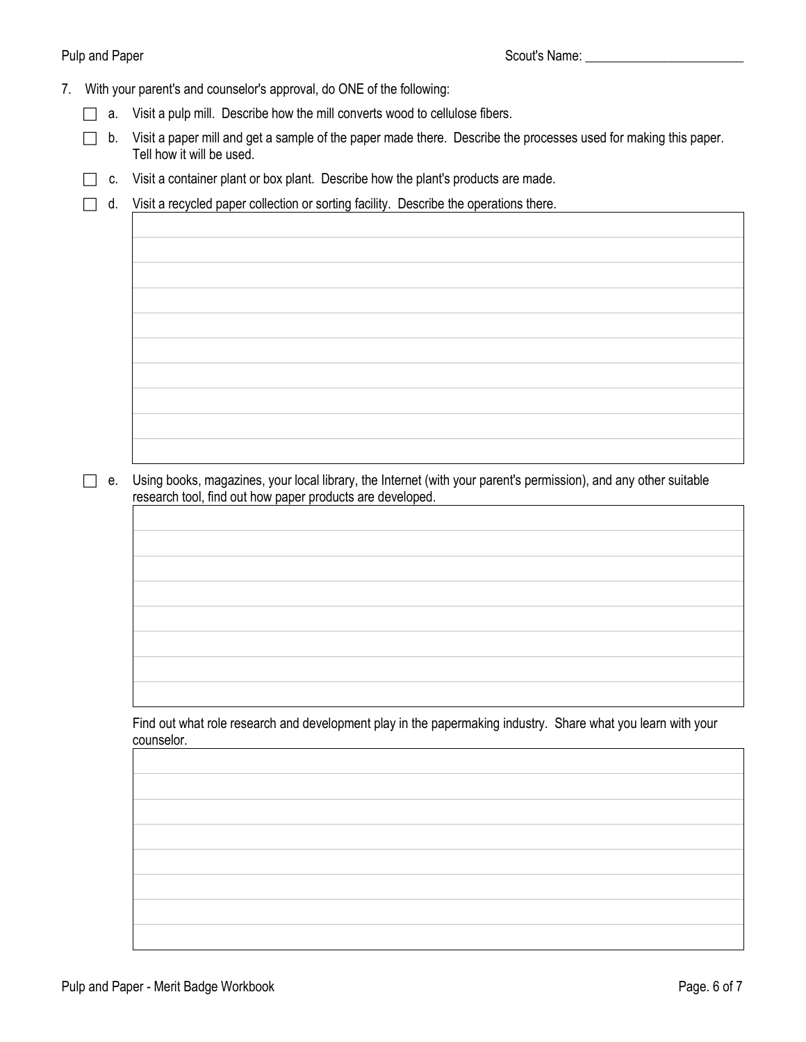7. With your parent's and counselor's approval, do ONE of the following:

   - [ ] a. Visit a pulp mill. Describe how the mill converts wood to cellulose fibers.
   - [ ] b. Visit a paper mill and get a sample of the paper made there. Describe the processes used for making this paper. Tell how it will be used.
   - [ ] c. Visit a container plant or box plant. Describe how the plant's products are made.
   - [ ] d. Visit a recycled paper collection or sorting facility. Describe the operations there.
   - [ ] e. Using books, magazines, your local library, the Internet (with your parent's permission), and any other suitable research tool, find out how paper products are developed.

     Find out what role research and development play in the papermaking industry. Share what you learn with your counselor.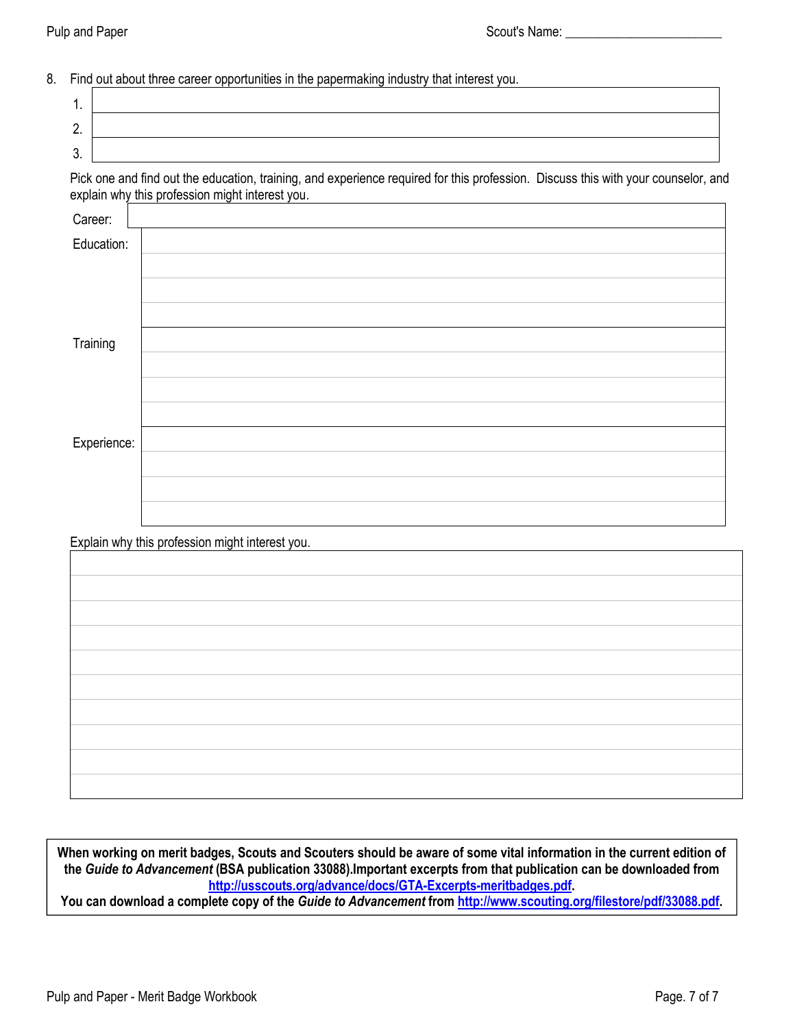Scout's Name: ________________________

8. Find out about three career opportunities in the papermaking industry that interest you.

| | |
|---|---|
| 1. | |
| 2. | |
| 3. | |

Pick one and find out the education, training, and experience required for this profession. Discuss this with your counselor, and explain why this profession might interest you.

| | |
|---|---|
| Career: | |
| Education: | |
| Training | |
| Experience: | |

Explain why this profession might interest you.

| |
|---|
| |

**When working on merit badges, Scouts and Scouters should be aware of some vital information in the current edition of the *Guide to Advancement* (BSA publication 33088).Important excerpts from that publication can be downloaded from [http://usscouts.org/advance/docs/GTA-Excerpts-meritbadges.pdf](http://usscouts.org/advance/docs/GTA-Excerpts-meritbadges.pdf).**
**You can download a complete copy of the *Guide to Advancement* from [http://www.scouting.org/filestore/pdf/33088.pdf](http://www.scouting.org/filestore/pdf/33088.pdf).**